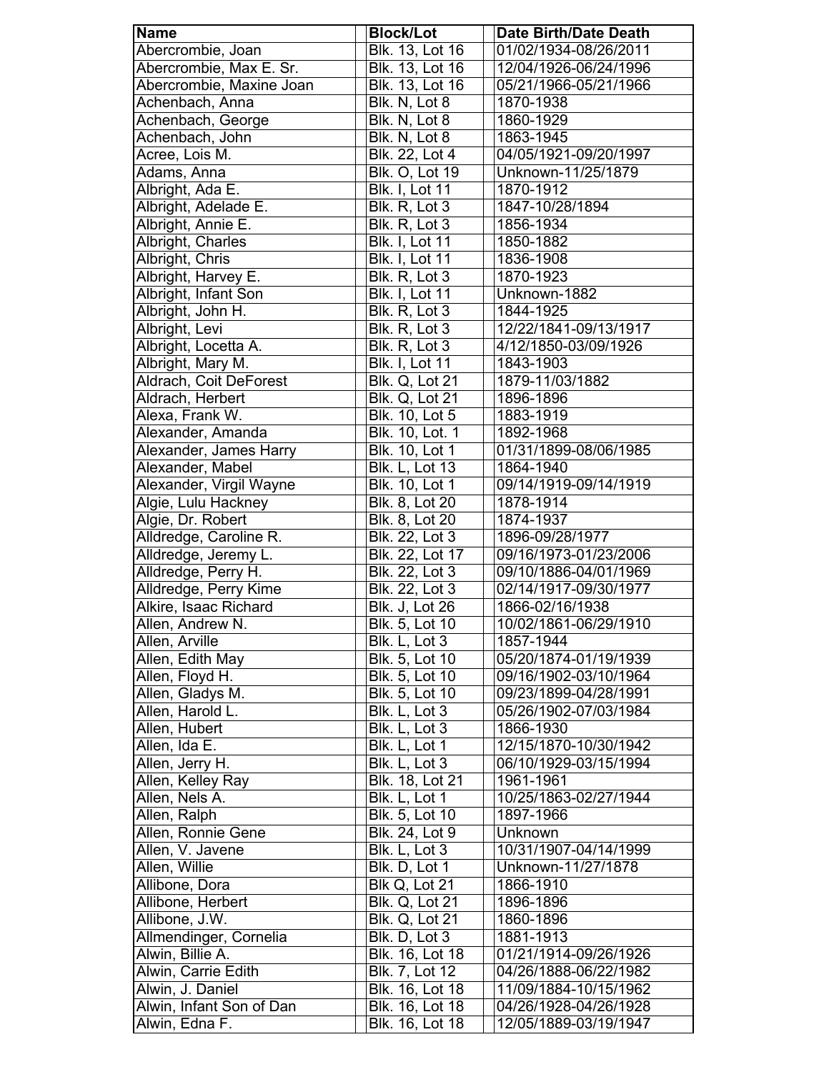| Name | Block/Lot | Date Birth/Date Death |
|---|---|---|
| Abercrombie, Joan | Blk. 13, Lot 16 | 01/02/1934-08/26/2011 |
| Abercrombie, Max E. Sr. | Blk. 13, Lot 16 | 12/04/1926-06/24/1996 |
| Abercrombie, Maxine Joan | Blk. 13, Lot 16 | 05/21/1966-05/21/1966 |
| Achenbach, Anna | Blk. N, Lot 8 | 1870-1938 |
| Achenbach, George | Blk. N, Lot 8 | 1860-1929 |
| Achenbach, John | Blk. N, Lot 8 | 1863-1945 |
| Acree, Lois M. | Blk. 22, Lot 4 | 04/05/1921-09/20/1997 |
| Adams, Anna | Blk. O, Lot 19 | Unknown-11/25/1879 |
| Albright, Ada E. | Blk. I, Lot 11 | 1870-1912 |
| Albright, Adelade E. | Blk. R, Lot 3 | 1847-10/28/1894 |
| Albright, Annie E. | Blk. R, Lot 3 | 1856-1934 |
| Albright, Charles | Blk. I, Lot 11 | 1850-1882 |
| Albright, Chris | Blk. I, Lot 11 | 1836-1908 |
| Albright, Harvey E. | Blk. R, Lot 3 | 1870-1923 |
| Albright, Infant Son | Blk. I, Lot 11 | Unknown-1882 |
| Albright, John H. | Blk. R, Lot 3 | 1844-1925 |
| Albright, Levi | Blk. R, Lot 3 | 12/22/1841-09/13/1917 |
| Albright, Locetta A. | Blk. R, Lot 3 | 4/12/1850-03/09/1926 |
| Albright, Mary M. | Blk. I, Lot 11 | 1843-1903 |
| Aldrach, Coit DeForest | Blk. Q, Lot 21 | 1879-11/03/1882 |
| Aldrach, Herbert | Blk. Q, Lot 21 | 1896-1896 |
| Alexa, Frank W. | Blk. 10, Lot 5 | 1883-1919 |
| Alexander, Amanda | Blk. 10, Lot. 1 | 1892-1968 |
| Alexander, James Harry | Blk. 10, Lot 1 | 01/31/1899-08/06/1985 |
| Alexander, Mabel | Blk. L, Lot 13 | 1864-1940 |
| Alexander, Virgil Wayne | Blk. 10, Lot 1 | 09/14/1919-09/14/1919 |
| Algie, Lulu Hackney | Blk. 8, Lot 20 | 1878-1914 |
| Algie, Dr. Robert | Blk. 8, Lot 20 | 1874-1937 |
| Alldredge, Caroline R. | Blk. 22, Lot 3 | 1896-09/28/1977 |
| Alldredge, Jeremy L. | Blk. 22, Lot 17 | 09/16/1973-01/23/2006 |
| Alldredge, Perry H. | Blk. 22, Lot 3 | 09/10/1886-04/01/1969 |
| Alldredge, Perry Kime | Blk. 22, Lot 3 | 02/14/1917-09/30/1977 |
| Alkire, Isaac Richard | Blk. J, Lot 26 | 1866-02/16/1938 |
| Allen, Andrew N. | Blk. 5, Lot 10 | 10/02/1861-06/29/1910 |
| Allen, Arville | Blk. L, Lot 3 | 1857-1944 |
| Allen, Edith May | Blk. 5, Lot 10 | 05/20/1874-01/19/1939 |
| Allen, Floyd H. | Blk. 5, Lot 10 | 09/16/1902-03/10/1964 |
| Allen, Gladys M. | Blk. 5, Lot 10 | 09/23/1899-04/28/1991 |
| Allen, Harold L. | Blk. L, Lot 3 | 05/26/1902-07/03/1984 |
| Allen, Hubert | Blk. L, Lot 3 | 1866-1930 |
| Allen, Ida E. | Blk. L, Lot 1 | 12/15/1870-10/30/1942 |
| Allen, Jerry H. | Blk. L, Lot 3 | 06/10/1929-03/15/1994 |
| Allen, Kelley Ray | Blk. 18, Lot 21 | 1961-1961 |
| Allen, Nels A. | Blk. L, Lot 1 | 10/25/1863-02/27/1944 |
| Allen, Ralph | Blk. 5, Lot 10 | 1897-1966 |
| Allen, Ronnie Gene | Blk. 24, Lot 9 | Unknown |
| Allen, V. Javene | Blk. L, Lot 3 | 10/31/1907-04/14/1999 |
| Allen, Willie | Blk. D, Lot 1 | Unknown-11/27/1878 |
| Allibone, Dora | Blk Q, Lot 21 | 1866-1910 |
| Allibone, Herbert | Blk. Q, Lot 21 | 1896-1896 |
| Allibone, J.W. | Blk. Q, Lot 21 | 1860-1896 |
| Allmendinger, Cornelia | Blk. D, Lot 3 | 1881-1913 |
| Alwin, Billie A. | Blk. 16, Lot 18 | 01/21/1914-09/26/1926 |
| Alwin, Carrie Edith | Blk. 7, Lot 12 | 04/26/1888-06/22/1982 |
| Alwin, J. Daniel | Blk. 16, Lot 18 | 11/09/1884-10/15/1962 |
| Alwin, Infant Son of Dan | Blk. 16, Lot 18 | 04/26/1928-04/26/1928 |
| Alwin, Edna F. | Blk. 16, Lot 18 | 12/05/1889-03/19/1947 |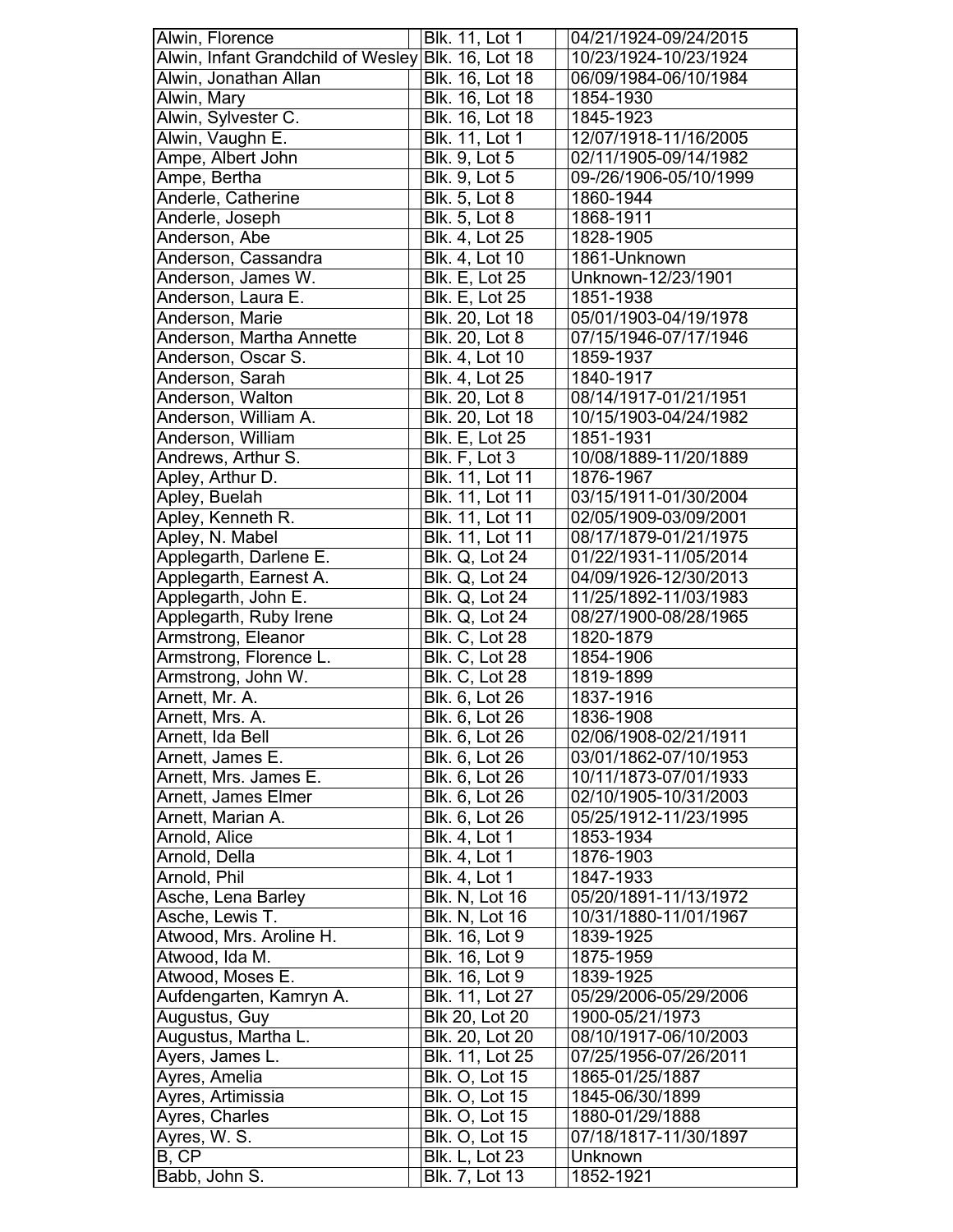| Alwin, Florence | Blk. 11, Lot 1 | 04/21/1924-09/24/2015 |
|---|---|---|
| Alwin, Infant Grandchild of Wesley | Blk. 16, Lot 18 | 10/23/1924-10/23/1924 |
| Alwin, Jonathan Allan | Blk. 16, Lot 18 | 06/09/1984-06/10/1984 |
| Alwin, Mary | Blk. 16, Lot 18 | 1854-1930 |
| Alwin, Sylvester C. | Blk. 16, Lot 18 | 1845-1923 |
| Alwin, Vaughn E. | Blk. 11, Lot 1 | 12/07/1918-11/16/2005 |
| Ampe, Albert John | Blk. 9, Lot 5 | 02/11/1905-09/14/1982 |
| Ampe, Bertha | Blk. 9, Lot 5 | 09-/26/1906-05/10/1999 |
| Anderle, Catherine | Blk. 5, Lot 8 | 1860-1944 |
| Anderle, Joseph | Blk. 5, Lot 8 | 1868-1911 |
| Anderson, Abe | Blk. 4, Lot 25 | 1828-1905 |
| Anderson, Cassandra | Blk. 4, Lot 10 | 1861-Unknown |
| Anderson, James W. | Blk. E, Lot 25 | Unknown-12/23/1901 |
| Anderson, Laura E. | Blk. E, Lot 25 | 1851-1938 |
| Anderson, Marie | Blk. 20, Lot 18 | 05/01/1903-04/19/1978 |
| Anderson, Martha Annette | Blk. 20, Lot 8 | 07/15/1946-07/17/1946 |
| Anderson, Oscar S. | Blk. 4, Lot 10 | 1859-1937 |
| Anderson, Sarah | Blk. 4, Lot 25 | 1840-1917 |
| Anderson, Walton | Blk. 20, Lot 8 | 08/14/1917-01/21/1951 |
| Anderson, William A. | Blk. 20, Lot 18 | 10/15/1903-04/24/1982 |
| Anderson, William | Blk. E, Lot 25 | 1851-1931 |
| Andrews, Arthur S. | Blk. F, Lot 3 | 10/08/1889-11/20/1889 |
| Apley, Arthur D. | Blk. 11, Lot 11 | 1876-1967 |
| Apley, Buelah | Blk. 11, Lot 11 | 03/15/1911-01/30/2004 |
| Apley, Kenneth R. | Blk. 11, Lot 11 | 02/05/1909-03/09/2001 |
| Apley, N. Mabel | Blk. 11, Lot 11 | 08/17/1879-01/21/1975 |
| Applegarth, Darlene E. | Blk. Q, Lot 24 | 01/22/1931-11/05/2014 |
| Applegarth, Earnest A. | Blk. Q, Lot 24 | 04/09/1926-12/30/2013 |
| Applegarth, John E. | Blk. Q, Lot 24 | 11/25/1892-11/03/1983 |
| Applegarth, Ruby Irene | Blk. Q, Lot 24 | 08/27/1900-08/28/1965 |
| Armstrong, Eleanor | Blk. C, Lot 28 | 1820-1879 |
| Armstrong, Florence L. | Blk. C, Lot 28 | 1854-1906 |
| Armstrong, John W. | Blk. C, Lot 28 | 1819-1899 |
| Arnett, Mr. A. | Blk. 6, Lot 26 | 1837-1916 |
| Arnett, Mrs. A. | Blk. 6, Lot 26 | 1836-1908 |
| Arnett, Ida Bell | Blk. 6, Lot 26 | 02/06/1908-02/21/1911 |
| Arnett, James E. | Blk. 6, Lot 26 | 03/01/1862-07/10/1953 |
| Arnett, Mrs. James E. | Blk. 6, Lot 26 | 10/11/1873-07/01/1933 |
| Arnett, James Elmer | Blk. 6, Lot 26 | 02/10/1905-10/31/2003 |
| Arnett, Marian A. | Blk. 6, Lot 26 | 05/25/1912-11/23/1995 |
| Arnold, Alice | Blk. 4, Lot 1 | 1853-1934 |
| Arnold, Della | Blk. 4, Lot 1 | 1876-1903 |
| Arnold, Phil | Blk. 4, Lot 1 | 1847-1933 |
| Asche, Lena Barley | Blk. N, Lot 16 | 05/20/1891-11/13/1972 |
| Asche, Lewis T. | Blk. N, Lot 16 | 10/31/1880-11/01/1967 |
| Atwood, Mrs. Aroline H. | Blk. 16, Lot 9 | 1839-1925 |
| Atwood, Ida M. | Blk. 16, Lot 9 | 1875-1959 |
| Atwood, Moses E. | Blk. 16, Lot 9 | 1839-1925 |
| Aufdengarten, Kamryn A. | Blk. 11, Lot 27 | 05/29/2006-05/29/2006 |
| Augustus, Guy | Blk 20, Lot 20 | 1900-05/21/1973 |
| Augustus, Martha L. | Blk. 20, Lot 20 | 08/10/1917-06/10/2003 |
| Ayers, James L. | Blk. 11, Lot 25 | 07/25/1956-07/26/2011 |
| Ayres, Amelia | Blk. O, Lot 15 | 1865-01/25/1887 |
| Ayres, Artimissia | Blk. O, Lot 15 | 1845-06/30/1899 |
| Ayres, Charles | Blk. O, Lot 15 | 1880-01/29/1888 |
| Ayres, W. S. | Blk. O, Lot 15 | 07/18/1817-11/30/1897 |
| B, CP | Blk. L, Lot 23 | Unknown |
| Babb, John S. | Blk. 7, Lot 13 | 1852-1921 |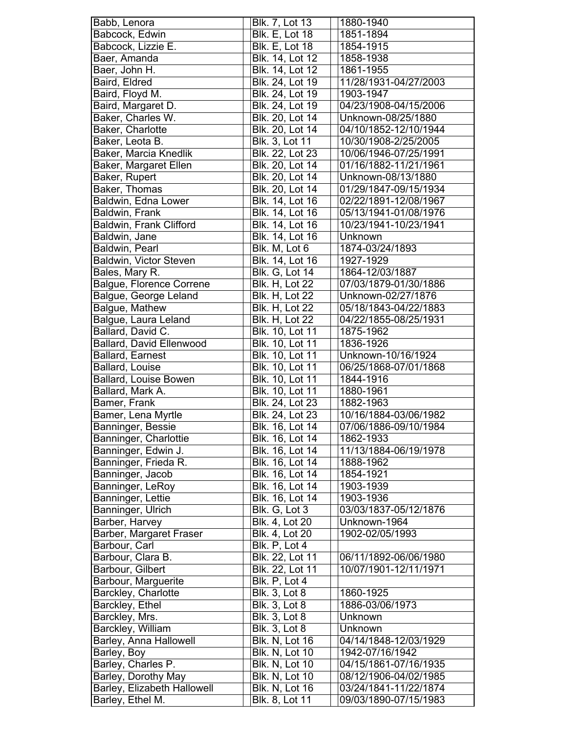| | | | | |
|---|---|---|---|---|
| Babb, Lenora | | Blk. 7, Lot 13 | | 1880-1940 |
| Babcock, Edwin | | Blk. E, Lot 18 | | 1851-1894 |
| Babcock, Lizzie E. | | Blk. E, Lot 18 | | 1854-1915 |
| Baer, Amanda | | Blk. 14, Lot 12 | | 1858-1938 |
| Baer, John H. | | Blk. 14, Lot 12 | | 1861-1955 |
| Baird, Eldred | | Blk. 24, Lot 19 | | 11/28/1931-04/27/2003 |
| Baird, Floyd M. | | Blk. 24, Lot 19 | | 1903-1947 |
| Baird, Margaret D. | | Blk. 24, Lot 19 | | 04/23/1908-04/15/2006 |
| Baker, Charles W. | | Blk. 20, Lot 14 | | Unknown-08/25/1880 |
| Baker, Charlotte | | Blk. 20, Lot 14 | | 04/10/1852-12/10/1944 |
| Baker, Leota B. | | Blk. 3, Lot 11 | | 10/30/1908-2/25/2005 |
| Baker, Marcia Knedlik | | Blk. 22, Lot 23 | | 10/06/1946-07/25/1991 |
| Baker, Margaret Ellen | | Blk. 20, Lot 14 | | 01/16/1882-11/21/1961 |
| Baker, Rupert | | Blk. 20, Lot 14 | | Unknown-08/13/1880 |
| Baker, Thomas | | Blk. 20, Lot 14 | | 01/29/1847-09/15/1934 |
| Baldwin, Edna Lower | | Blk. 14, Lot 16 | | 02/22/1891-12/08/1967 |
| Baldwin, Frank | | Blk. 14, Lot 16 | | 05/13/1941-01/08/1976 |
| Baldwin, Frank Clifford | | Blk. 14, Lot 16 | | 10/23/1941-10/23/1941 |
| Baldwin, Jane | | Blk. 14, Lot 16 | | Unknown |
| Baldwin, Pearl | | Blk. M, Lot 6 | | 1874-03/24/1893 |
| Baldwin, Victor Steven | | Blk. 14, Lot 16 | | 1927-1929 |
| Bales, Mary R. | | Blk. G, Lot 14 | | 1864-12/03/1887 |
| Balgue, Florence Correne | | Blk. H, Lot 22 | | 07/03/1879-01/30/1886 |
| Balgue, George Leland | | Blk. H, Lot 22 | | Unknown-02/27/1876 |
| Balgue, Mathew | | Blk. H, Lot 22 | | 05/18/1843-04/22/1883 |
| Balgue, Laura Leland | | Blk. H, Lot 22 | | 04/22/1855-08/25/1931 |
| Ballard, David C. | | Blk. 10, Lot 11 | | 1875-1962 |
| Ballard, David Ellenwood | | Blk. 10, Lot 11 | | 1836-1926 |
| Ballard, Earnest | | Blk. 10, Lot 11 | | Unknown-10/16/1924 |
| Ballard, Louise | | Blk. 10, Lot 11 | | 06/25/1868-07/01/1868 |
| Ballard, Louise Bowen | | Blk. 10, Lot 11 | | 1844-1916 |
| Ballard, Mark A. | | Blk. 10, Lot 11 | | 1880-1961 |
| Bamer, Frank | | Blk. 24, Lot 23 | | 1882-1963 |
| Bamer, Lena Myrtle | | Blk. 24, Lot 23 | | 10/16/1884-03/06/1982 |
| Banninger, Bessie | | Blk. 16, Lot 14 | | 07/06/1886-09/10/1984 |
| Banninger, Charlottie | | Blk. 16, Lot 14 | | 1862-1933 |
| Banninger, Edwin J. | | Blk. 16, Lot 14 | | 11/13/1884-06/19/1978 |
| Banninger, Frieda R. | | Blk. 16, Lot 14 | | 1888-1962 |
| Banninger, Jacob | | Blk. 16, Lot 14 | | 1854-1921 |
| Banninger, LeRoy | | Blk. 16, Lot 14 | | 1903-1939 |
| Banninger, Lettie | | Blk. 16, Lot 14 | | 1903-1936 |
| Banninger, Ulrich | | Blk. G, Lot 3 | | 03/03/1837-05/12/1876 |
| Barber, Harvey | | Blk. 4, Lot 20 | | Unknown-1964 |
| Barber, Margaret Fraser | | Blk. 4, Lot 20 | | 1902-02/05/1993 |
| Barbour, Carl | | Blk. P, Lot 4 | | |
| Barbour, Clara B. | | Blk. 22, Lot 11 | | 06/11/1892-06/06/1980 |
| Barbour, Gilbert | | Blk. 22, Lot 11 | | 10/07/1901-12/11/1971 |
| Barbour, Marguerite | | Blk. P, Lot 4 | | |
| Barckley, Charlotte | | Blk. 3, Lot 8 | | 1860-1925 |
| Barckley, Ethel | | Blk. 3, Lot 8 | | 1886-03/06/1973 |
| Barckley, Mrs. | | Blk. 3, Lot 8 | | Unknown |
| Barckley, William | | Blk. 3, Lot 8 | | Unknown |
| Barley, Anna Hallowell | | Blk. N, Lot 16 | | 04/14/1848-12/03/1929 |
| Barley, Boy | | Blk. N, Lot 10 | | 1942-07/16/1942 |
| Barley, Charles P. | | Blk. N, Lot 10 | | 04/15/1861-07/16/1935 |
| Barley, Dorothy May | | Blk. N, Lot 10 | | 08/12/1906-04/02/1985 |
| Barley, Elizabeth Hallowell | | Blk. N, Lot 16 | | 03/24/1841-11/22/1874 |
| Barley, Ethel M. | | Blk. 8, Lot 11 | | 09/03/1890-07/15/1983 |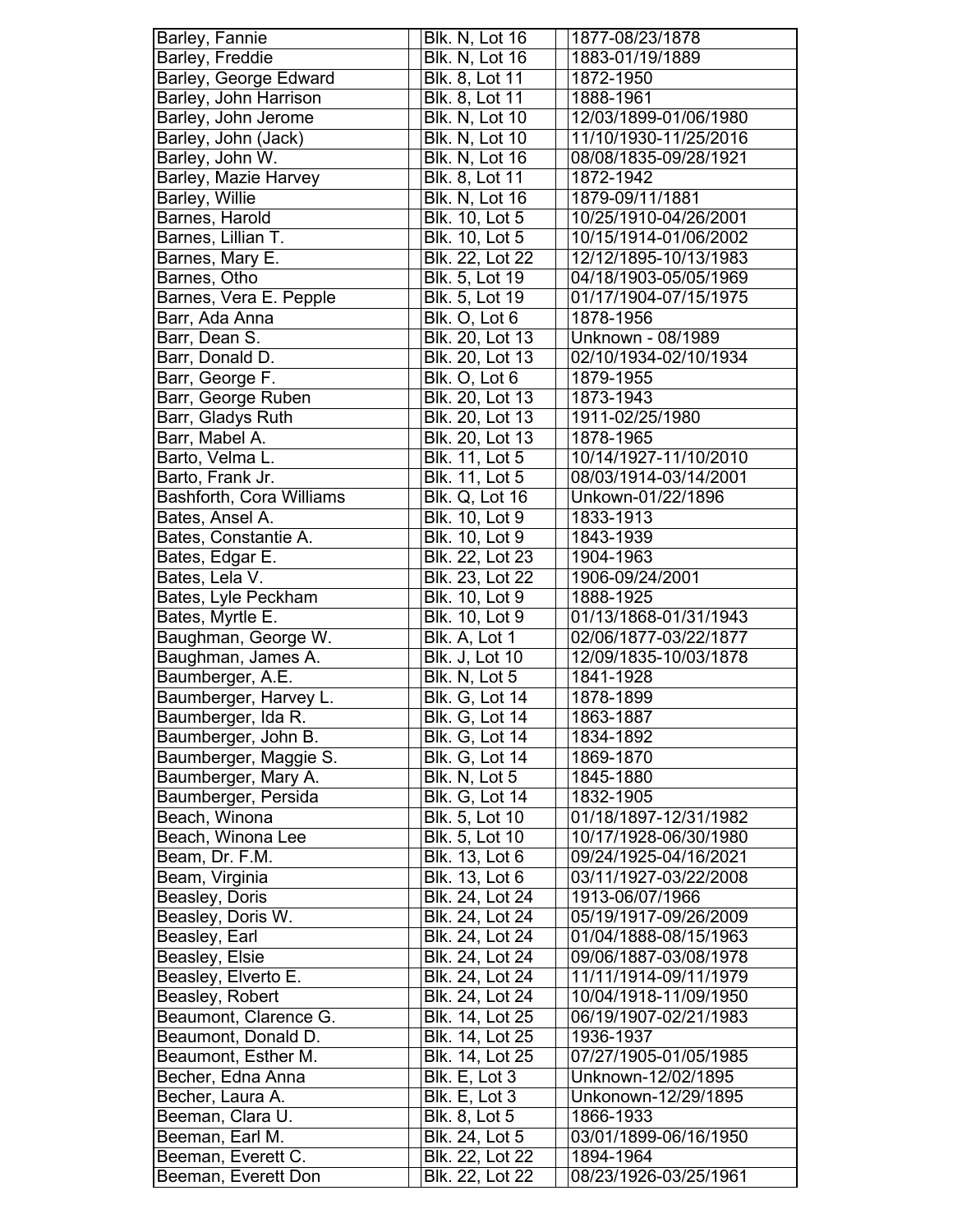| | | |
|---|---|---|
| Barley, Fannie | Blk. N, Lot 16 | 1877-08/23/1878 |
| Barley, Freddie | Blk. N, Lot 16 | 1883-01/19/1889 |
| Barley, George Edward | Blk. 8, Lot 11 | 1872-1950 |
| Barley, John Harrison | Blk. 8, Lot 11 | 1888-1961 |
| Barley, John Jerome | Blk. N, Lot 10 | 12/03/1899-01/06/1980 |
| Barley, John (Jack) | Blk. N, Lot 10 | 11/10/1930-11/25/2016 |
| Barley, John W. | Blk. N, Lot 16 | 08/08/1835-09/28/1921 |
| Barley, Mazie Harvey | Blk. 8, Lot 11 | 1872-1942 |
| Barley, Willie | Blk. N, Lot 16 | 1879-09/11/1881 |
| Barnes, Harold | Blk. 10, Lot 5 | 10/25/1910-04/26/2001 |
| Barnes, Lillian T. | Blk. 10, Lot 5 | 10/15/1914-01/06/2002 |
| Barnes, Mary E. | Blk. 22, Lot 22 | 12/12/1895-10/13/1983 |
| Barnes, Otho | Blk. 5, Lot 19 | 04/18/1903-05/05/1969 |
| Barnes, Vera E. Pepple | Blk. 5, Lot 19 | 01/17/1904-07/15/1975 |
| Barr, Ada Anna | Blk. O, Lot 6 | 1878-1956 |
| Barr, Dean S. | Blk. 20, Lot 13 | Unknown - 08/1989 |
| Barr, Donald D. | Blk. 20, Lot 13 | 02/10/1934-02/10/1934 |
| Barr, George F. | Blk. O, Lot 6 | 1879-1955 |
| Barr, George Ruben | Blk. 20, Lot 13 | 1873-1943 |
| Barr, Gladys Ruth | Blk. 20, Lot 13 | 1911-02/25/1980 |
| Barr, Mabel A. | Blk. 20, Lot 13 | 1878-1965 |
| Barto, Velma L. | Blk. 11, Lot 5 | 10/14/1927-11/10/2010 |
| Barto, Frank Jr. | Blk. 11, Lot 5 | 08/03/1914-03/14/2001 |
| Bashforth, Cora Williams | Blk. Q, Lot 16 | Unkown-01/22/1896 |
| Bates, Ansel A. | Blk. 10, Lot 9 | 1833-1913 |
| Bates, Constantie A. | Blk. 10, Lot 9 | 1843-1939 |
| Bates, Edgar E. | Blk. 22, Lot 23 | 1904-1963 |
| Bates, Lela V. | Blk. 23, Lot 22 | 1906-09/24/2001 |
| Bates, Lyle Peckham | Blk. 10, Lot 9 | 1888-1925 |
| Bates, Myrtle E. | Blk. 10, Lot 9 | 01/13/1868-01/31/1943 |
| Baughman, George W. | Blk. A, Lot 1 | 02/06/1877-03/22/1877 |
| Baughman, James A. | Blk. J, Lot 10 | 12/09/1835-10/03/1878 |
| Baumberger, A.E. | Blk. N, Lot 5 | 1841-1928 |
| Baumberger, Harvey L. | Blk. G, Lot 14 | 1878-1899 |
| Baumberger, Ida R. | Blk. G, Lot 14 | 1863-1887 |
| Baumberger, John B. | Blk. G, Lot 14 | 1834-1892 |
| Baumberger, Maggie S. | Blk. G, Lot 14 | 1869-1870 |
| Baumberger, Mary A. | Blk. N, Lot 5 | 1845-1880 |
| Baumberger, Persida | Blk. G, Lot 14 | 1832-1905 |
| Beach, Winona | Blk. 5, Lot 10 | 01/18/1897-12/31/1982 |
| Beach, Winona Lee | Blk. 5, Lot 10 | 10/17/1928-06/30/1980 |
| Beam, Dr. F.M. | Blk. 13, Lot 6 | 09/24/1925-04/16/2021 |
| Beam, Virginia | Blk. 13, Lot 6 | 03/11/1927-03/22/2008 |
| Beasley, Doris | Blk. 24, Lot 24 | 1913-06/07/1966 |
| Beasley, Doris W. | Blk. 24, Lot 24 | 05/19/1917-09/26/2009 |
| Beasley, Earl | Blk. 24, Lot 24 | 01/04/1888-08/15/1963 |
| Beasley, Elsie | Blk. 24, Lot 24 | 09/06/1887-03/08/1978 |
| Beasley, Elverto E. | Blk. 24, Lot 24 | 11/11/1914-09/11/1979 |
| Beasley, Robert | Blk. 24, Lot 24 | 10/04/1918-11/09/1950 |
| Beaumont, Clarence G. | Blk. 14, Lot 25 | 06/19/1907-02/21/1983 |
| Beaumont, Donald D. | Blk. 14, Lot 25 | 1936-1937 |
| Beaumont, Esther M. | Blk. 14, Lot 25 | 07/27/1905-01/05/1985 |
| Becher, Edna Anna | Blk. E, Lot 3 | Unknown-12/02/1895 |
| Becher, Laura A. | Blk. E, Lot 3 | Unkonown-12/29/1895 |
| Beeman, Clara U. | Blk. 8, Lot 5 | 1866-1933 |
| Beeman, Earl M. | Blk. 24, Lot 5 | 03/01/1899-06/16/1950 |
| Beeman, Everett C. | Blk. 22, Lot 22 | 1894-1964 |
| Beeman, Everett Don | Blk. 22, Lot 22 | 08/23/1926-03/25/1961 |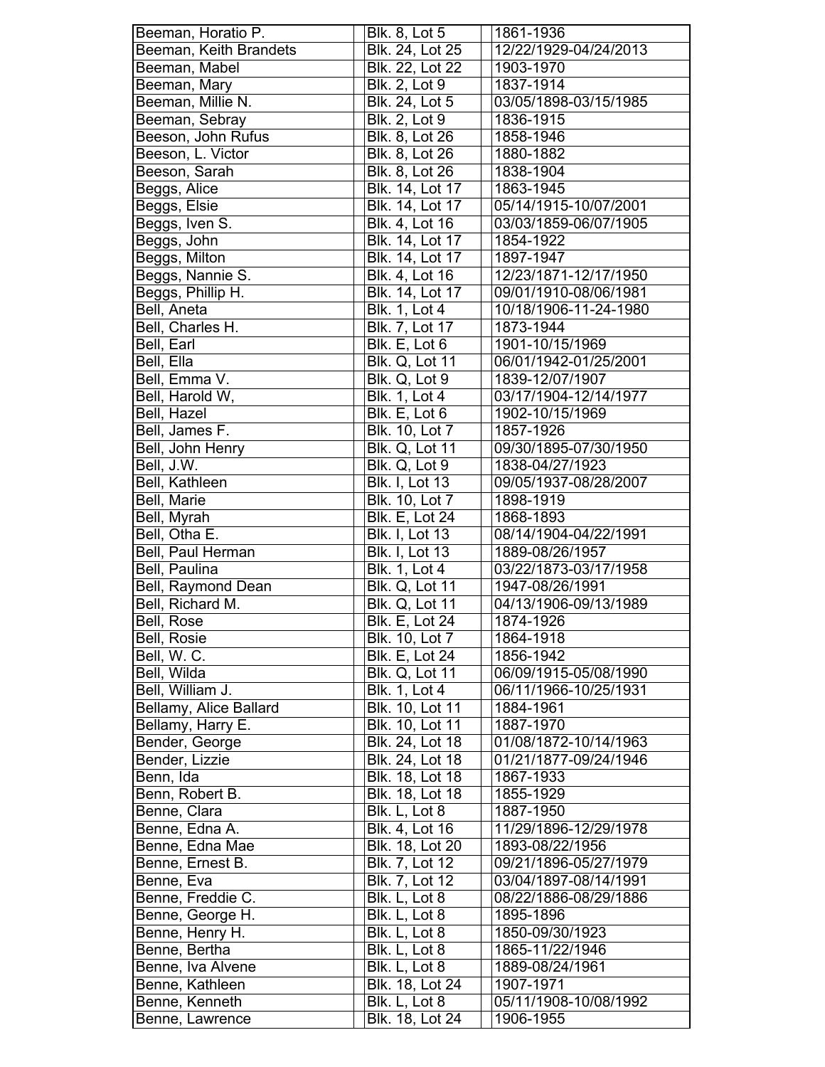| Beeman, Horatio P. | Blk. 8, Lot 5 | 1861-1936 |
|---|---|---|
| Beeman, Keith Brandets | Blk. 24, Lot 25 | 12/22/1929-04/24/2013 |
| Beeman, Mabel | Blk. 22, Lot 22 | 1903-1970 |
| Beeman, Mary | Blk. 2, Lot 9 | 1837-1914 |
| Beeman, Millie N. | Blk. 24, Lot 5 | 03/05/1898-03/15/1985 |
| Beeman, Sebray | Blk. 2, Lot 9 | 1836-1915 |
| Beeson, John Rufus | Blk. 8, Lot 26 | 1858-1946 |
| Beeson, L. Victor | Blk. 8, Lot 26 | 1880-1882 |
| Beeson, Sarah | Blk. 8, Lot 26 | 1838-1904 |
| Beggs, Alice | Blk. 14, Lot 17 | 1863-1945 |
| Beggs, Elsie | Blk. 14, Lot 17 | 05/14/1915-10/07/2001 |
| Beggs, Iven S. | Blk. 4, Lot 16 | 03/03/1859-06/07/1905 |
| Beggs, John | Blk. 14, Lot 17 | 1854-1922 |
| Beggs, Milton | Blk. 14, Lot 17 | 1897-1947 |
| Beggs, Nannie S. | Blk. 4, Lot 16 | 12/23/1871-12/17/1950 |
| Beggs, Phillip H. | Blk. 14, Lot 17 | 09/01/1910-08/06/1981 |
| Bell, Aneta | Blk. 1, Lot 4 | 10/18/1906-11-24-1980 |
| Bell, Charles H. | Blk. 7, Lot 17 | 1873-1944 |
| Bell, Earl | Blk. E, Lot 6 | 1901-10/15/1969 |
| Bell, Ella | Blk. Q, Lot 11 | 06/01/1942-01/25/2001 |
| Bell, Emma V. | Blk. Q, Lot 9 | 1839-12/07/1907 |
| Bell, Harold W, | Blk. 1, Lot 4 | 03/17/1904-12/14/1977 |
| Bell, Hazel | Blk. E, Lot 6 | 1902-10/15/1969 |
| Bell, James F. | Blk. 10, Lot 7 | 1857-1926 |
| Bell, John Henry | Blk. Q, Lot 11 | 09/30/1895-07/30/1950 |
| Bell, J.W. | Blk. Q, Lot 9 | 1838-04/27/1923 |
| Bell, Kathleen | Blk. I, Lot 13 | 09/05/1937-08/28/2007 |
| Bell, Marie | Blk. 10, Lot 7 | 1898-1919 |
| Bell, Myrah | Blk. E, Lot 24 | 1868-1893 |
| Bell, Otha E. | Blk. I, Lot 13 | 08/14/1904-04/22/1991 |
| Bell, Paul Herman | Blk. I, Lot 13 | 1889-08/26/1957 |
| Bell, Paulina | Blk. 1, Lot 4 | 03/22/1873-03/17/1958 |
| Bell, Raymond Dean | Blk. Q, Lot 11 | 1947-08/26/1991 |
| Bell, Richard M. | Blk. Q, Lot 11 | 04/13/1906-09/13/1989 |
| Bell, Rose | Blk. E, Lot 24 | 1874-1926 |
| Bell, Rosie | Blk. 10, Lot 7 | 1864-1918 |
| Bell, W. C. | Blk. E, Lot 24 | 1856-1942 |
| Bell, Wilda | Blk. Q, Lot 11 | 06/09/1915-05/08/1990 |
| Bell, William J. | Blk. 1, Lot 4 | 06/11/1966-10/25/1931 |
| Bellamy, Alice Ballard | Blk. 10, Lot 11 | 1884-1961 |
| Bellamy, Harry E. | Blk. 10, Lot 11 | 1887-1970 |
| Bender, George | Blk. 24, Lot 18 | 01/08/1872-10/14/1963 |
| Bender, Lizzie | Blk. 24, Lot 18 | 01/21/1877-09/24/1946 |
| Benn, Ida | Blk. 18, Lot 18 | 1867-1933 |
| Benn, Robert B. | Blk. 18, Lot 18 | 1855-1929 |
| Benne, Clara | Blk. L, Lot 8 | 1887-1950 |
| Benne, Edna A. | Blk. 4, Lot 16 | 11/29/1896-12/29/1978 |
| Benne, Edna Mae | Blk. 18, Lot 20 | 1893-08/22/1956 |
| Benne, Ernest B. | Blk. 7, Lot 12 | 09/21/1896-05/27/1979 |
| Benne, Eva | Blk. 7, Lot 12 | 03/04/1897-08/14/1991 |
| Benne, Freddie C. | Blk. L, Lot 8 | 08/22/1886-08/29/1886 |
| Benne, George H. | Blk. L, Lot 8 | 1895-1896 |
| Benne, Henry H. | Blk. L, Lot 8 | 1850-09/30/1923 |
| Benne, Bertha | Blk. L, Lot 8 | 1865-11/22/1946 |
| Benne, Iva Alvene | Blk. L, Lot 8 | 1889-08/24/1961 |
| Benne, Kathleen | Blk. 18, Lot 24 | 1907-1971 |
| Benne, Kenneth | Blk. L, Lot 8 | 05/11/1908-10/08/1992 |
| Benne, Lawrence | Blk. 18, Lot 24 | 1906-1955 |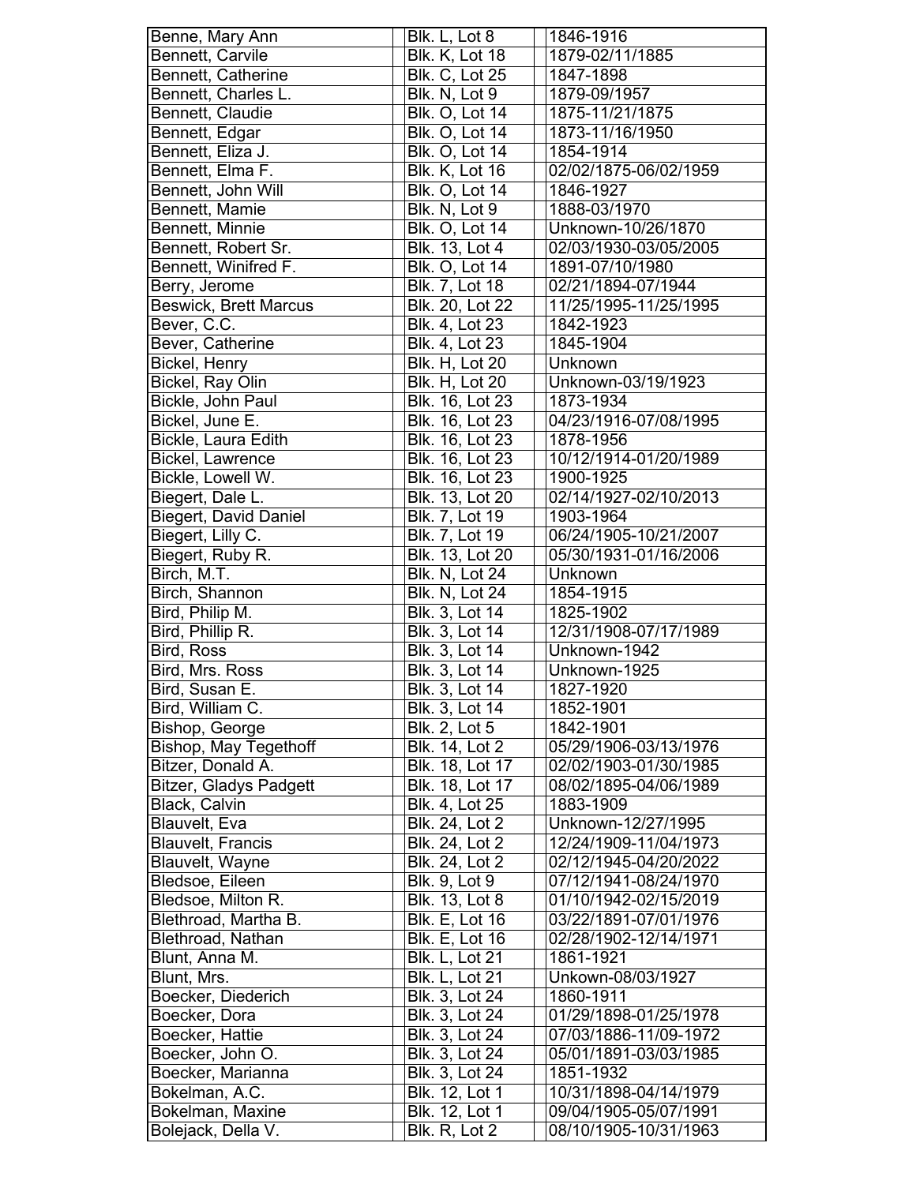| Benne, Mary Ann | Blk. L, Lot 8 | 1846-1916 |
|---|---|---|
| Bennett, Carvile | Blk. K, Lot 18 | 1879-02/11/1885 |
| Bennett, Catherine | Blk. C, Lot 25 | 1847-1898 |
| Bennett, Charles L. | Blk. N, Lot 9 | 1879-09/1957 |
| Bennett, Claudie | Blk. O, Lot 14 | 1875-11/21/1875 |
| Bennett, Edgar | Blk. O, Lot 14 | 1873-11/16/1950 |
| Bennett, Eliza J. | Blk. O, Lot 14 | 1854-1914 |
| Bennett, Elma F. | Blk. K, Lot 16 | 02/02/1875-06/02/1959 |
| Bennett, John Will | Blk. O, Lot 14 | 1846-1927 |
| Bennett, Mamie | Blk. N, Lot 9 | 1888-03/1970 |
| Bennett, Minnie | Blk. O, Lot 14 | Unknown-10/26/1870 |
| Bennett, Robert Sr. | Blk. 13, Lot 4 | 02/03/1930-03/05/2005 |
| Bennett, Winifred F. | Blk. O, Lot 14 | 1891-07/10/1980 |
| Berry, Jerome | Blk. 7, Lot 18 | 02/21/1894-07/1944 |
| Beswick, Brett Marcus | Blk. 20, Lot 22 | 11/25/1995-11/25/1995 |
| Bever, C.C. | Blk. 4, Lot 23 | 1842-1923 |
| Bever, Catherine | Blk. 4, Lot 23 | 1845-1904 |
| Bickel, Henry | Blk. H, Lot 20 | Unknown |
| Bickel, Ray Olin | Blk. H, Lot 20 | Unknown-03/19/1923 |
| Bickle, John Paul | Blk. 16, Lot 23 | 1873-1934 |
| Bickel, June E. | Blk. 16, Lot 23 | 04/23/1916-07/08/1995 |
| Bickle, Laura Edith | Blk. 16, Lot 23 | 1878-1956 |
| Bickel, Lawrence | Blk. 16, Lot 23 | 10/12/1914-01/20/1989 |
| Bickle, Lowell W. | Blk. 16, Lot 23 | 1900-1925 |
| Biegert, Dale L. | Blk. 13, Lot 20 | 02/14/1927-02/10/2013 |
| Biegert, David Daniel | Blk. 7, Lot 19 | 1903-1964 |
| Biegert, Lilly C. | Blk. 7, Lot 19 | 06/24/1905-10/21/2007 |
| Biegert, Ruby R. | Blk. 13, Lot 20 | 05/30/1931-01/16/2006 |
| Birch, M.T. | Blk. N, Lot 24 | Unknown |
| Birch, Shannon | Blk. N, Lot 24 | 1854-1915 |
| Bird, Philip M. | Blk. 3, Lot 14 | 1825-1902 |
| Bird, Phillip R. | Blk. 3, Lot 14 | 12/31/1908-07/17/1989 |
| Bird, Ross | Blk. 3, Lot 14 | Unknown-1942 |
| Bird, Mrs. Ross | Blk. 3, Lot 14 | Unknown-1925 |
| Bird, Susan E. | Blk. 3, Lot 14 | 1827-1920 |
| Bird, William C. | Blk. 3, Lot 14 | 1852-1901 |
| Bishop, George | Blk. 2, Lot 5 | 1842-1901 |
| Bishop, May Tegethoff | Blk. 14, Lot 2 | 05/29/1906-03/13/1976 |
| Bitzer, Donald A. | Blk. 18, Lot 17 | 02/02/1903-01/30/1985 |
| Bitzer, Gladys Padgett | Blk. 18, Lot 17 | 08/02/1895-04/06/1989 |
| Black, Calvin | Blk. 4, Lot 25 | 1883-1909 |
| Blauvelt, Eva | Blk. 24, Lot 2 | Unknown-12/27/1995 |
| Blauvelt, Francis | Blk. 24, Lot 2 | 12/24/1909-11/04/1973 |
| Blauvelt, Wayne | Blk. 24, Lot 2 | 02/12/1945-04/20/2022 |
| Bledsoe, Eileen | Blk. 9, Lot 9 | 07/12/1941-08/24/1970 |
| Bledsoe, Milton R. | Blk. 13, Lot 8 | 01/10/1942-02/15/2019 |
| Blethroad, Martha B. | Blk. E, Lot 16 | 03/22/1891-07/01/1976 |
| Blethroad, Nathan | Blk. E, Lot 16 | 02/28/1902-12/14/1971 |
| Blunt, Anna M. | Blk. L, Lot 21 | 1861-1921 |
| Blunt, Mrs. | Blk. L, Lot 21 | Unkown-08/03/1927 |
| Boecker, Diederich | Blk. 3, Lot 24 | 1860-1911 |
| Boecker, Dora | Blk. 3, Lot 24 | 01/29/1898-01/25/1978 |
| Boecker, Hattie | Blk. 3, Lot 24 | 07/03/1886-11/09-1972 |
| Boecker, John O. | Blk. 3, Lot 24 | 05/01/1891-03/03/1985 |
| Boecker, Marianna | Blk. 3, Lot 24 | 1851-1932 |
| Bokelman, A.C. | Blk. 12, Lot 1 | 10/31/1898-04/14/1979 |
| Bokelman, Maxine | Blk. 12, Lot 1 | 09/04/1905-05/07/1991 |
| Bolejack, Della V. | Blk. R, Lot 2 | 08/10/1905-10/31/1963 |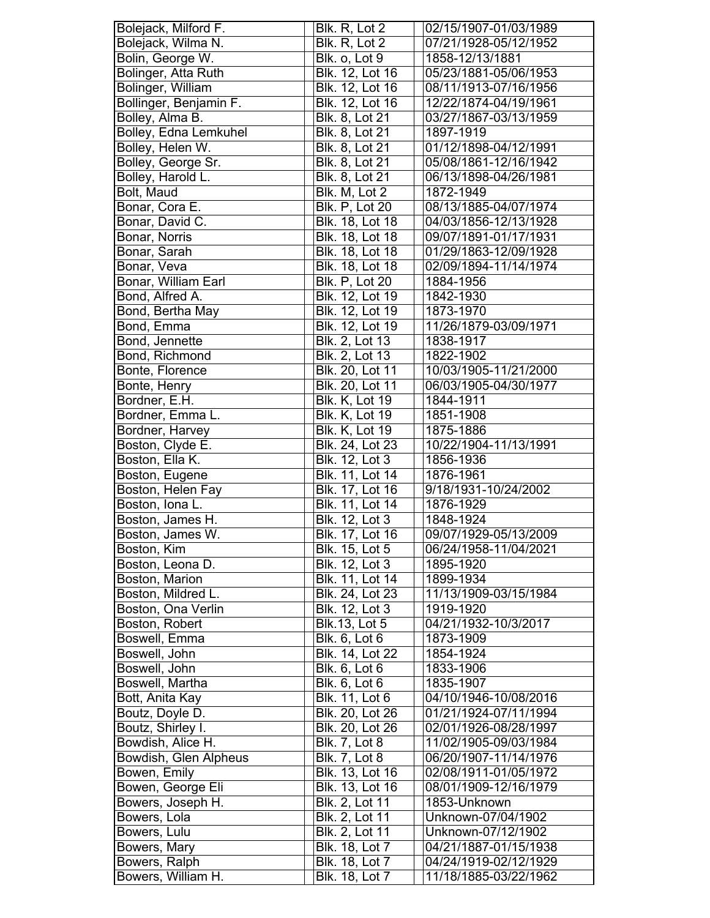| Name | Location | Dates |
|---|---|---|
| Bolejack, Milford F. | Blk. R, Lot 2 | 02/15/1907-01/03/1989 |
| Bolejack, Wilma N. | Blk. R, Lot 2 | 07/21/1928-05/12/1952 |
| Bolin, George W. | Blk. o, Lot 9 | 1858-12/13/1881 |
| Bolinger, Atta Ruth | Blk. 12, Lot 16 | 05/23/1881-05/06/1953 |
| Bolinger, William | Blk. 12, Lot 16 | 08/11/1913-07/16/1956 |
| Bollinger, Benjamin F. | Blk. 12, Lot 16 | 12/22/1874-04/19/1961 |
| Bolley, Alma B. | Blk. 8, Lot 21 | 03/27/1867-03/13/1959 |
| Bolley, Edna Lemkuhel | Blk. 8, Lot 21 | 1897-1919 |
| Bolley, Helen W. | Blk. 8, Lot 21 | 01/12/1898-04/12/1991 |
| Bolley, George Sr. | Blk. 8, Lot 21 | 05/08/1861-12/16/1942 |
| Bolley, Harold L. | Blk. 8, Lot 21 | 06/13/1898-04/26/1981 |
| Bolt, Maud | Blk. M, Lot 2 | 1872-1949 |
| Bonar, Cora E. | Blk. P, Lot 20 | 08/13/1885-04/07/1974 |
| Bonar, David C. | Blk. 18, Lot 18 | 04/03/1856-12/13/1928 |
| Bonar, Norris | Blk. 18, Lot 18 | 09/07/1891-01/17/1931 |
| Bonar, Sarah | Blk. 18, Lot 18 | 01/29/1863-12/09/1928 |
| Bonar, Veva | Blk. 18, Lot 18 | 02/09/1894-11/14/1974 |
| Bonar, William Earl | Blk. P, Lot 20 | 1884-1956 |
| Bond, Alfred A. | Blk. 12, Lot 19 | 1842-1930 |
| Bond, Bertha May | Blk. 12, Lot 19 | 1873-1970 |
| Bond, Emma | Blk. 12, Lot 19 | 11/26/1879-03/09/1971 |
| Bond, Jennette | Blk. 2, Lot 13 | 1838-1917 |
| Bond, Richmond | Blk. 2, Lot 13 | 1822-1902 |
| Bonte, Florence | Blk. 20, Lot 11 | 10/03/1905-11/21/2000 |
| Bonte, Henry | Blk. 20, Lot 11 | 06/03/1905-04/30/1977 |
| Bordner, E.H. | Blk. K, Lot 19 | 1844-1911 |
| Bordner, Emma L. | Blk. K, Lot 19 | 1851-1908 |
| Bordner, Harvey | Blk. K, Lot 19 | 1875-1886 |
| Boston, Clyde E. | Blk. 24, Lot 23 | 10/22/1904-11/13/1991 |
| Boston, Ella K. | Blk. 12, Lot 3 | 1856-1936 |
| Boston, Eugene | Blk. 11, Lot 14 | 1876-1961 |
| Boston, Helen Fay | Blk. 17, Lot 16 | 9/18/1931-10/24/2002 |
| Boston, Iona L. | Blk. 11, Lot 14 | 1876-1929 |
| Boston, James H. | Blk. 12, Lot 3 | 1848-1924 |
| Boston, James W. | Blk. 17, Lot 16 | 09/07/1929-05/13/2009 |
| Boston, Kim | Blk. 15, Lot 5 | 06/24/1958-11/04/2021 |
| Boston, Leona D. | Blk. 12, Lot 3 | 1895-1920 |
| Boston, Marion | Blk. 11, Lot 14 | 1899-1934 |
| Boston, Mildred L. | Blk. 24, Lot 23 | 11/13/1909-03/15/1984 |
| Boston, Ona Verlin | Blk. 12, Lot 3 | 1919-1920 |
| Boston, Robert | Blk.13, Lot 5 | 04/21/1932-10/3/2017 |
| Boswell, Emma | Blk. 6, Lot 6 | 1873-1909 |
| Boswell, John | Blk. 14, Lot 22 | 1854-1924 |
| Boswell, John | Blk. 6, Lot 6 | 1833-1906 |
| Boswell, Martha | Blk. 6, Lot 6 | 1835-1907 |
| Bott, Anita Kay | Blk. 11, Lot 6 | 04/10/1946-10/08/2016 |
| Boutz, Doyle D. | Blk. 20, Lot 26 | 01/21/1924-07/11/1994 |
| Boutz, Shirley I. | Blk. 20, Lot 26 | 02/01/1926-08/28/1997 |
| Bowdish, Alice H. | Blk. 7, Lot 8 | 11/02/1905-09/03/1984 |
| Bowdish, Glen Alpheus | Blk. 7, Lot 8 | 06/20/1907-11/14/1976 |
| Bowen, Emily | Blk. 13, Lot 16 | 02/08/1911-01/05/1972 |
| Bowen, George Eli | Blk. 13, Lot 16 | 08/01/1909-12/16/1979 |
| Bowers, Joseph H. | Blk. 2, Lot 11 | 1853-Unknown |
| Bowers, Lola | Blk. 2, Lot 11 | Unknown-07/04/1902 |
| Bowers, Lulu | Blk. 2, Lot 11 | Unknown-07/12/1902 |
| Bowers, Mary | Blk. 18, Lot 7 | 04/21/1887-01/15/1938 |
| Bowers, Ralph | Blk. 18, Lot 7 | 04/24/1919-02/12/1929 |
| Bowers, William H. | Blk. 18, Lot 7 | 11/18/1885-03/22/1962 |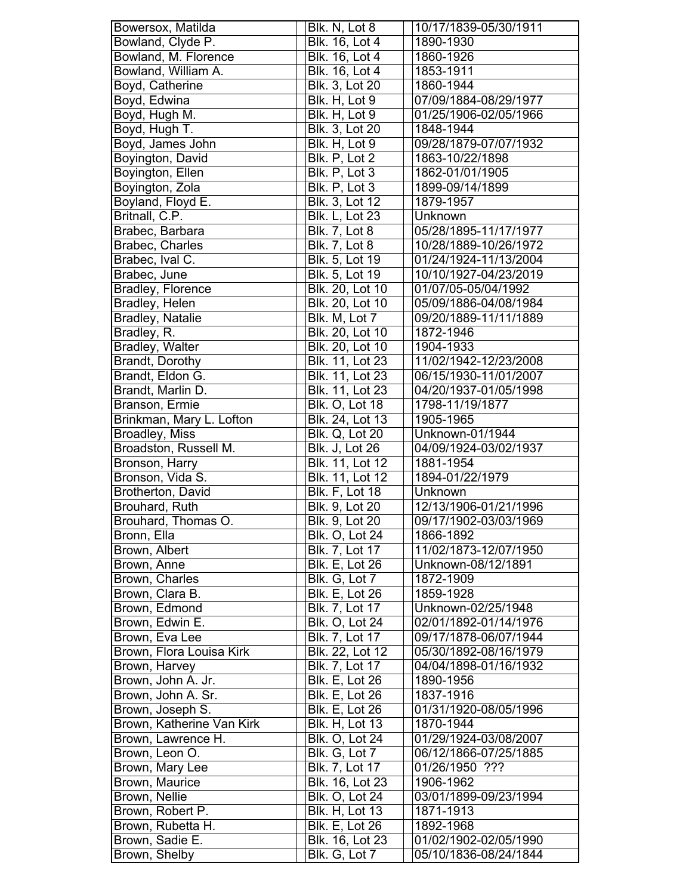| | | |
|---|---|---|
| Bowersox, Matilda | Blk. N, Lot 8 | 10/17/1839-05/30/1911 |
| Bowland, Clyde P. | Blk. 16, Lot 4 | 1890-1930 |
| Bowland, M. Florence | Blk. 16, Lot 4 | 1860-1926 |
| Bowland, William A. | Blk. 16, Lot 4 | 1853-1911 |
| Boyd, Catherine | Blk. 3, Lot 20 | 1860-1944 |
| Boyd, Edwina | Blk. H, Lot 9 | 07/09/1884-08/29/1977 |
| Boyd, Hugh M. | Blk. H, Lot 9 | 01/25/1906-02/05/1966 |
| Boyd, Hugh T. | Blk. 3, Lot 20 | 1848-1944 |
| Boyd, James John | Blk. H, Lot 9 | 09/28/1879-07/07/1932 |
| Boyington, David | Blk. P, Lot 2 | 1863-10/22/1898 |
| Boyington, Ellen | Blk. P, Lot 3 | 1862-01/01/1905 |
| Boyington, Zola | Blk. P, Lot 3 | 1899-09/14/1899 |
| Boyland, Floyd E. | Blk. 3, Lot 12 | 1879-1957 |
| Britnall, C.P. | Blk. L, Lot 23 | Unknown |
| Brabec, Barbara | Blk. 7, Lot 8 | 05/28/1895-11/17/1977 |
| Brabec, Charles | Blk. 7, Lot 8 | 10/28/1889-10/26/1972 |
| Brabec, Ival C. | Blk. 5, Lot 19 | 01/24/1924-11/13/2004 |
| Brabec, June | Blk. 5, Lot 19 | 10/10/1927-04/23/2019 |
| Bradley, Florence | Blk. 20, Lot 10 | 01/07/05-05/04/1992 |
| Bradley, Helen | Blk. 20, Lot 10 | 05/09/1886-04/08/1984 |
| Bradley, Natalie | Blk. M, Lot 7 | 09/20/1889-11/11/1889 |
| Bradley, R. | Blk. 20, Lot 10 | 1872-1946 |
| Bradley, Walter | Blk. 20, Lot 10 | 1904-1933 |
| Brandt, Dorothy | Blk. 11, Lot 23 | 11/02/1942-12/23/2008 |
| Brandt, Eldon G. | Blk. 11, Lot 23 | 06/15/1930-11/01/2007 |
| Brandt, Marlin D. | Blk. 11, Lot 23 | 04/20/1937-01/05/1998 |
| Branson, Ermie | Blk. O, Lot 18 | 1798-11/19/1877 |
| Brinkman, Mary L. Lofton | Blk. 24, Lot 13 | 1905-1965 |
| Broadley, Miss | Blk. Q, Lot 20 | Unknown-01/1944 |
| Broadston, Russell M. | Blk. J, Lot 26 | 04/09/1924-03/02/1937 |
| Bronson, Harry | Blk. 11, Lot 12 | 1881-1954 |
| Bronson, Vida S. | Blk. 11, Lot 12 | 1894-01/22/1979 |
| Brotherton, David | Blk. F, Lot 18 | Unknown |
| Brouhard, Ruth | Blk. 9, Lot 20 | 12/13/1906-01/21/1996 |
| Brouhard, Thomas O. | Blk. 9, Lot 20 | 09/17/1902-03/03/1969 |
| Bronn, Ella | Blk. O, Lot 24 | 1866-1892 |
| Brown, Albert | Blk. 7, Lot 17 | 11/02/1873-12/07/1950 |
| Brown, Anne | Blk. E, Lot 26 | Unknown-08/12/1891 |
| Brown, Charles | Blk. G, Lot 7 | 1872-1909 |
| Brown, Clara B. | Blk. E, Lot 26 | 1859-1928 |
| Brown, Edmond | Blk. 7, Lot 17 | Unknown-02/25/1948 |
| Brown, Edwin E. | Blk. O, Lot 24 | 02/01/1892-01/14/1976 |
| Brown, Eva Lee | Blk. 7, Lot 17 | 09/17/1878-06/07/1944 |
| Brown, Flora Louisa Kirk | Blk. 22, Lot 12 | 05/30/1892-08/16/1979 |
| Brown, Harvey | Blk. 7, Lot 17 | 04/04/1898-01/16/1932 |
| Brown, John A. Jr. | Blk. E, Lot 26 | 1890-1956 |
| Brown, John A. Sr. | Blk. E, Lot 26 | 1837-1916 |
| Brown, Joseph S. | Blk. E, Lot 26 | 01/31/1920-08/05/1996 |
| Brown, Katherine Van Kirk | Blk. H, Lot 13 | 1870-1944 |
| Brown, Lawrence H. | Blk. O, Lot 24 | 01/29/1924-03/08/2007 |
| Brown, Leon O. | Blk. G, Lot 7 | 06/12/1866-07/25/1885 |
| Brown, Mary Lee | Blk. 7, Lot 17 | 01/26/1950 ??? |
| Brown, Maurice | Blk. 16, Lot 23 | 1906-1962 |
| Brown, Nellie | Blk. O, Lot 24 | 03/01/1899-09/23/1994 |
| Brown, Robert P. | Blk. H, Lot 13 | 1871-1913 |
| Brown, Rubetta H. | Blk. E, Lot 26 | 1892-1968 |
| Brown, Sadie E. | Blk. 16, Lot 23 | 01/02/1902-02/05/1990 |
| Brown, Shelby | Blk. G, Lot 7 | 05/10/1836-08/24/1844 |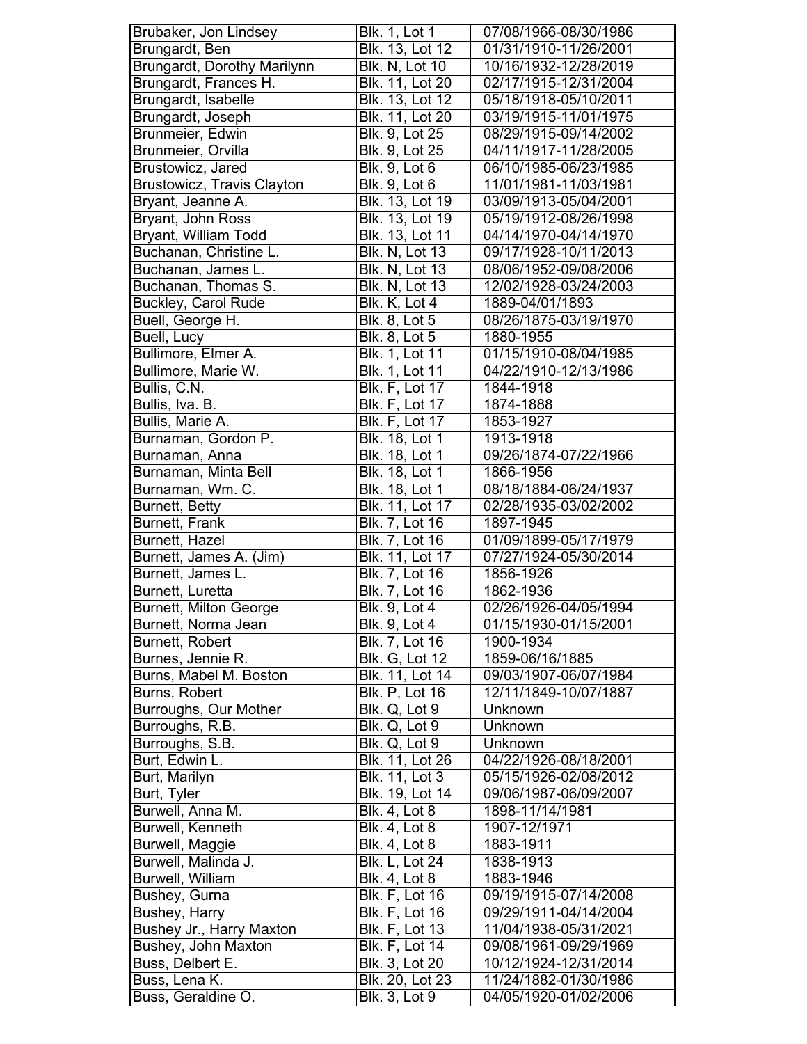| Brubaker, Jon Lindsey | Blk. 1, Lot 1 | 07/08/1966-08/30/1986 |
|---|---|---|
| Brungardt, Ben | Blk. 13, Lot 12 | 01/31/1910-11/26/2001 |
| Brungardt, Dorothy Marilynn | Blk. N, Lot 10 | 10/16/1932-12/28/2019 |
| Brungardt, Frances H. | Blk. 11, Lot 20 | 02/17/1915-12/31/2004 |
| Brungardt, Isabelle | Blk. 13, Lot 12 | 05/18/1918-05/10/2011 |
| Brungardt, Joseph | Blk. 11, Lot 20 | 03/19/1915-11/01/1975 |
| Brunmeier, Edwin | Blk. 9, Lot 25 | 08/29/1915-09/14/2002 |
| Brunmeier, Orvilla | Blk. 9, Lot 25 | 04/11/1917-11/28/2005 |
| Brustowicz, Jared | Blk. 9, Lot 6 | 06/10/1985-06/23/1985 |
| Brustowicz, Travis Clayton | Blk. 9, Lot 6 | 11/01/1981-11/03/1981 |
| Bryant, Jeanne A. | Blk. 13, Lot 19 | 03/09/1913-05/04/2001 |
| Bryant, John Ross | Blk. 13, Lot 19 | 05/19/1912-08/26/1998 |
| Bryant, William Todd | Blk. 13, Lot 11 | 04/14/1970-04/14/1970 |
| Buchanan, Christine L. | Blk. N, Lot 13 | 09/17/1928-10/11/2013 |
| Buchanan, James L. | Blk. N, Lot 13 | 08/06/1952-09/08/2006 |
| Buchanan, Thomas S. | Blk. N, Lot 13 | 12/02/1928-03/24/2003 |
| Buckley, Carol Rude | Blk. K, Lot 4 | 1889-04/01/1893 |
| Buell, George H. | Blk. 8, Lot 5 | 08/26/1875-03/19/1970 |
| Buell, Lucy | Blk. 8, Lot 5 | 1880-1955 |
| Bullimore, Elmer A. | Blk. 1, Lot 11 | 01/15/1910-08/04/1985 |
| Bullimore, Marie W. | Blk. 1, Lot 11 | 04/22/1910-12/13/1986 |
| Bullis, C.N. | Blk. F, Lot 17 | 1844-1918 |
| Bullis, Iva. B. | Blk. F, Lot 17 | 1874-1888 |
| Bullis, Marie A. | Blk. F, Lot 17 | 1853-1927 |
| Burnaman, Gordon P. | Blk. 18, Lot 1 | 1913-1918 |
| Burnaman, Anna | Blk. 18, Lot 1 | 09/26/1874-07/22/1966 |
| Burnaman, Minta Bell | Blk. 18, Lot 1 | 1866-1956 |
| Burnaman, Wm. C. | Blk. 18, Lot 1 | 08/18/1884-06/24/1937 |
| Burnett, Betty | Blk. 11, Lot 17 | 02/28/1935-03/02/2002 |
| Burnett, Frank | Blk. 7, Lot 16 | 1897-1945 |
| Burnett, Hazel | Blk. 7, Lot 16 | 01/09/1899-05/17/1979 |
| Burnett, James A. (Jim) | Blk. 11, Lot 17 | 07/27/1924-05/30/2014 |
| Burnett, James L. | Blk. 7, Lot 16 | 1856-1926 |
| Burnett, Luretta | Blk. 7, Lot 16 | 1862-1936 |
| Burnett, Milton George | Blk. 9, Lot 4 | 02/26/1926-04/05/1994 |
| Burnett, Norma Jean | Blk. 9, Lot 4 | 01/15/1930-01/15/2001 |
| Burnett, Robert | Blk. 7, Lot 16 | 1900-1934 |
| Burnes, Jennie R. | Blk. G, Lot 12 | 1859-06/16/1885 |
| Burns, Mabel M. Boston | Blk. 11, Lot 14 | 09/03/1907-06/07/1984 |
| Burns, Robert | Blk. P, Lot 16 | 12/11/1849-10/07/1887 |
| Burroughs, Our Mother | Blk. Q, Lot 9 | Unknown |
| Burroughs, R.B. | Blk. Q, Lot 9 | Unknown |
| Burroughs, S.B. | Blk. Q, Lot 9 | Unknown |
| Burt, Edwin L. | Blk. 11, Lot 26 | 04/22/1926-08/18/2001 |
| Burt, Marilyn | Blk. 11, Lot 3 | 05/15/1926-02/08/2012 |
| Burt, Tyler | Blk. 19, Lot 14 | 09/06/1987-06/09/2007 |
| Burwell, Anna M. | Blk. 4, Lot 8 | 1898-11/14/1981 |
| Burwell, Kenneth | Blk. 4, Lot 8 | 1907-12/1971 |
| Burwell, Maggie | Blk. 4, Lot 8 | 1883-1911 |
| Burwell, Malinda J. | Blk. L, Lot 24 | 1838-1913 |
| Burwell, William | Blk. 4, Lot 8 | 1883-1946 |
| Bushey, Gurna | Blk. F, Lot 16 | 09/19/1915-07/14/2008 |
| Bushey, Harry | Blk. F, Lot 16 | 09/29/1911-04/14/2004 |
| Bushey Jr., Harry Maxton | Blk. F, Lot 13 | 11/04/1938-05/31/2021 |
| Bushey, John Maxton | Blk. F, Lot 14 | 09/08/1961-09/29/1969 |
| Buss, Delbert E. | Blk. 3, Lot 20 | 10/12/1924-12/31/2014 |
| Buss, Lena K. | Blk. 20, Lot 23 | 11/24/1882-01/30/1986 |
| Buss, Geraldine O. | Blk. 3, Lot 9 | 04/05/1920-01/02/2006 |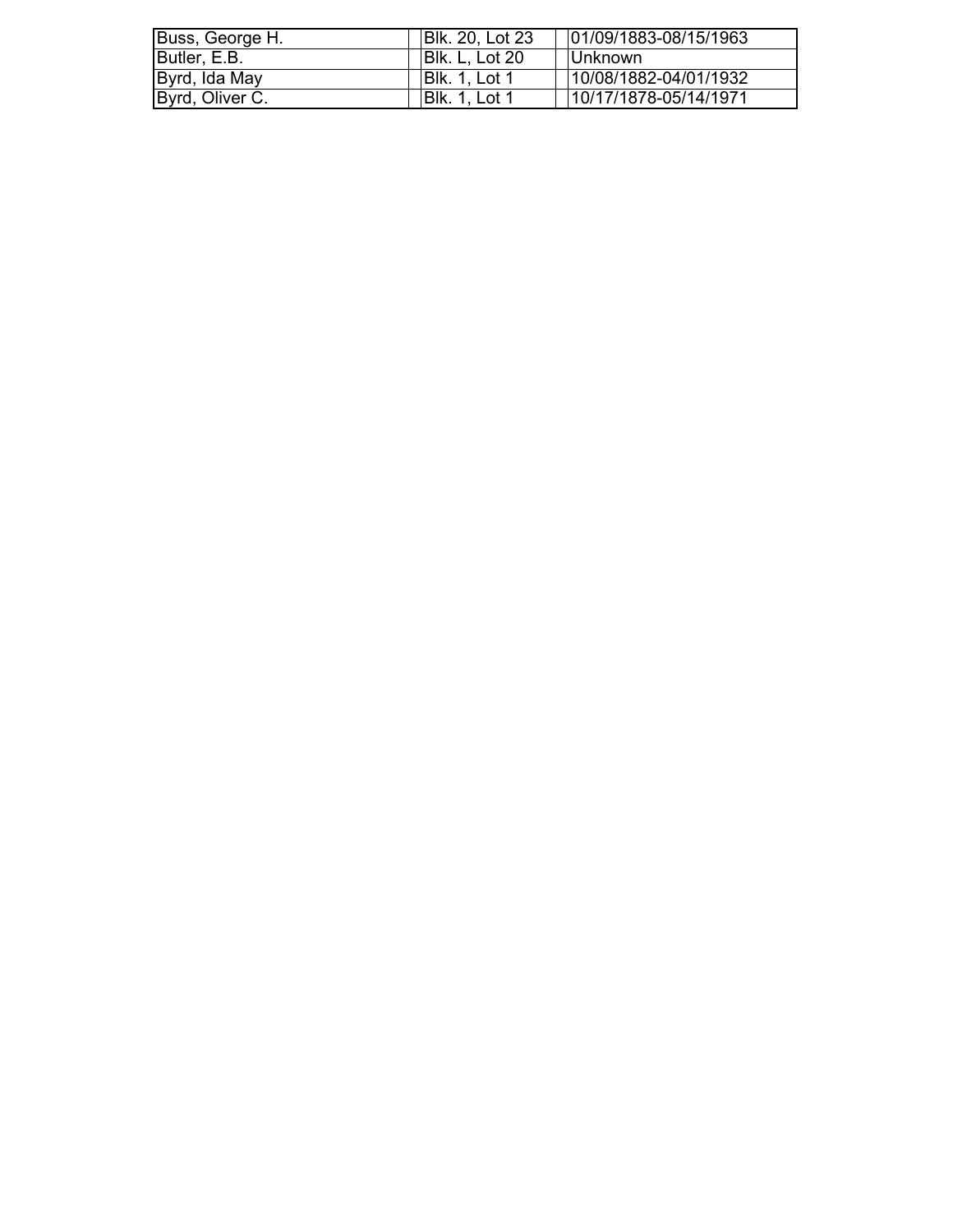| | | | | |
|---|---|---|---|---|
| Buss, George H. | | Blk. 20, Lot 23 | | 01/09/1883-08/15/1963 |
| Butler, E.B. | | Blk. L, Lot 20 | | Unknown |
| Byrd, Ida May | | Blk. 1, Lot 1 | | 10/08/1882-04/01/1932 |
| Byrd, Oliver C. | | Blk. 1, Lot 1 | | 10/17/1878-05/14/1971 |